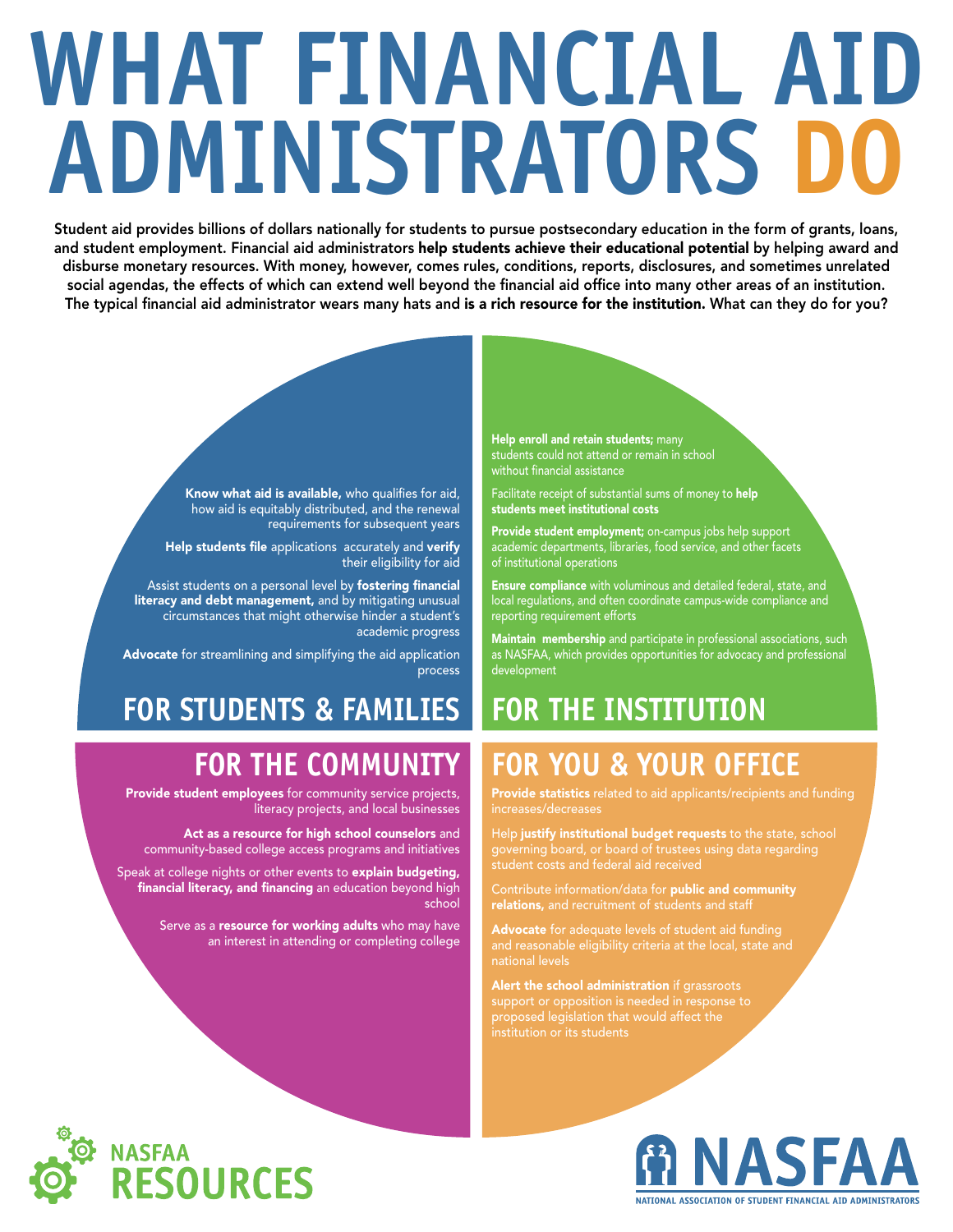# WHAT FINANCIAL AID ADMINISTRATORS DO

Student aid provides billions of dollars nationally for students to pursue postsecondary education in the form of grants, loans, and student employment. Financial aid administrators **help students achieve their educational potential** by helping award and disburse monetary resources. With money, however, comes rules, conditions, reports, disclosures, and sometimes unrelated social agendas, the effects of which can extend well beyond the financial aid office into many other areas of an institution. The typical financial aid administrator wears many hats and **is a rich resource for the institution.** What can they do for you?

## FOR STUDENTS & FAMILIES

**Know what aid is available,** who qualifies for aid, how aid is equitably distributed, and the renewal requirements for subsequent years

**Help students file** applications accurately and **verify** their eligibility for aid

Assist students on a personal level by **fostering financial literacy and debt management,** and by mitigating unusual circumstances that might otherwise hinder a student's academic progress

**Advocate** for streamlining and simplifying the aid application process

## FOR THE INSTITUTION

**Help enroll and retain students;** many students could not attend or remain in school without financial assistance

Facilitate receipt of substantial sums of money to **help students meet institutional costs**

**Provide student employment;** on-campus jobs help support academic departments, libraries, food service, and other facets of institutional operations

**Ensure compliance** with voluminous and detailed federal, state, and local regulations, and often coordinate campus-wide compliance and reporting requirement efforts

**Maintain membership** and participate in professional associations, such as NASFAA, which provides opportunities for advocacy and professional development

## FOR THE COMMUNITY

**Provide student employees** for community service projects, literacy projects, and local businesses

**Act as a resource for high school counselors** and community-based college access programs and initiatives

Speak at college nights or other events to **explain budgeting, financial literacy, and financing** an education beyond high school

Serve as a **resource for working adults** who may have an interest in attending or completing college

## FOR YOU & YOUR OFFICE

**Provide statistics** related to aid applicants/recipients and funding increases/decreases

Help **justify institutional budget requests** to the state, school governing board, or board of trustees using data regarding student costs and federal aid received

Contribute information/data for **public and community relations,** and recruitment of students and staff

**Advocate** for adequate levels of student aid funding and reasonable eligibility criteria at the local, state and national levels

**Alert the school administration** if grassroots support or opposition is needed in response to proposed legislation that would affect the institution or its students

NASFAA RESOURCES

NASFAA
NATIONAL ASSOCIATION OF STUDENT FINANCIAL AID ADMINISTRATORS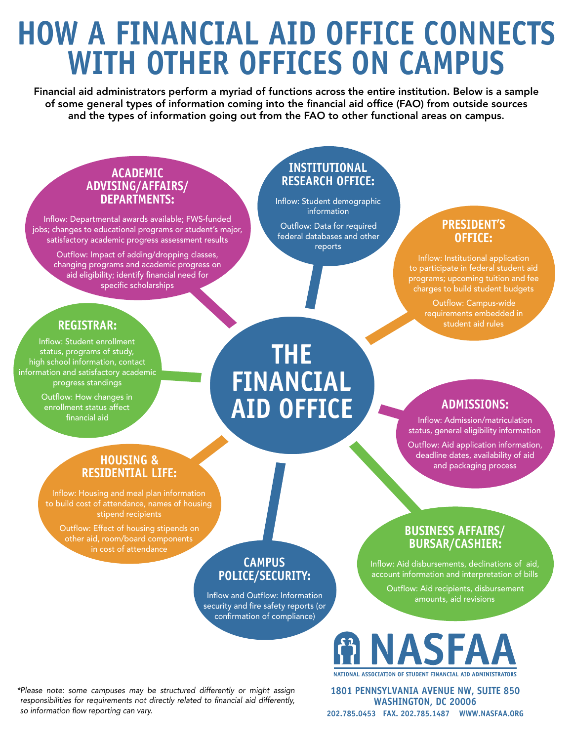# HOW A FINANCIAL AID OFFICE CONNECTS WITH OTHER OFFICES ON CAMPUS

**Financial aid administrators perform a myriad of functions across the entire institution. Below is a sample of some general types of information coming into the financial aid office (FAO) from outside sources and the types of information going out from the FAO to other functional areas on campus.**

## THE FINANCIAL AID OFFICE

### ACADEMIC ADVISING/AFFAIRS/ DEPARTMENTS:

Inflow: Departmental awards available; FWS-funded jobs; changes to educational programs or student's major, satisfactory academic progress assessment results

Outflow: Impact of adding/dropping classes, changing programs and academic progress on aid eligibility; identify financial need for specific scholarships

### INSTITUTIONAL RESEARCH OFFICE:

Inflow: Student demographic information

Outflow: Data for required federal databases and other reports

### PRESIDENT'S OFFICE:

Inflow: Institutional application to participate in federal student aid programs; upcoming tuition and fee charges to build student budgets

Outflow: Campus-wide requirements embedded in student aid rules

### REGISTRAR:

Inflow: Student enrollment status, programs of study, high school information, contact information and satisfactory academic progress standings

Outflow: How changes in enrollment status affect financial aid

### ADMISSIONS:

Inflow: Admission/matriculation status, general eligibility information

Outflow: Aid application information, deadline dates, availability of aid and packaging process

### HOUSING & RESIDENTIAL LIFE:

Inflow: Housing and meal plan information to build cost of attendance, names of housing stipend recipients

Outflow: Effect of housing stipends on other aid, room/board components in cost of attendance

### CAMPUS POLICE/SECURITY:

Inflow and Outflow: Information security and fire safety reports (or confirmation of compliance)

### BUSINESS AFFAIRS/ BURSAR/CASHIER:

Inflow: Aid disbursements, declinations of aid, account information and interpretation of bills

Outflow: Aid recipients, disbursement amounts, aid revisions

*\*Please note: some campuses may be structured differently or might assign responsibilities for requirements not directly related to financial aid differently, so information flow reporting can vary.*

**NASFAA**

NATIONAL ASSOCIATION OF STUDENT FINANCIAL AID ADMINISTRATORS

1801 PENNSYLVANIA AVENUE NW, SUITE 850
WASHINGTON, DC 20006
202.785.0453 FAX. 202.785.1487 WWW.NASFAA.ORG